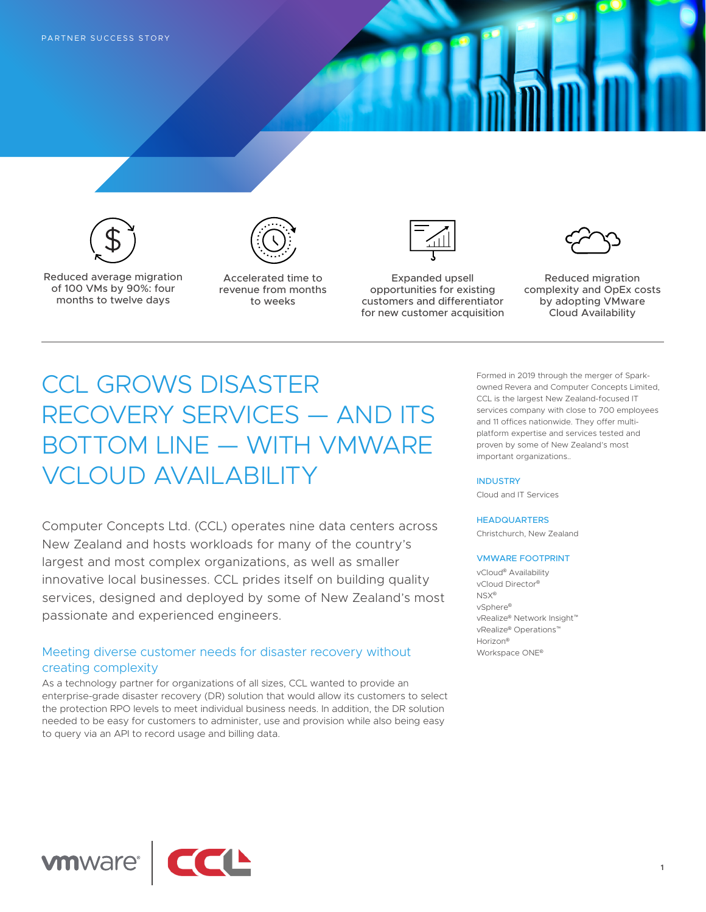PARTNER SUCCESS STORY

Reduced average migration of 100 VMs by 90%: four months to twelve days

Accelerated time to revenue from months to weeks

Expanded upsell opportunities for existing customers and differentiator for new customer acquisition

Reduced migration complexity and OpEx costs by adopting VMware Cloud Availability

# CCL GROWS DISASTER RECOVERY SERVICES — AND ITS BOTTOM LINE — WITH VMWARE VCLOUD AVAILABILITY

Computer Concepts Ltd. (CCL) operates nine data centers across New Zealand and hosts workloads for many of the country's largest and most complex organizations, as well as smaller innovative local businesses. CCL prides itself on building quality services, designed and deployed by some of New Zealand's most passionate and experienced engineers.

## Meeting diverse customer needs for disaster recovery without creating complexity

As a technology partner for organizations of all sizes, CCL wanted to provide an enterprise-grade disaster recovery (DR) solution that would allow its customers to select the protection RPO levels to meet individual business needs. In addition, the DR solution needed to be easy for customers to administer, use and provision while also being easy to query via an API to record usage and billing data.

Formed in 2019 through the merger of Spark-owned Revera and Computer Concepts Limited, CCL is the largest New Zealand-focused IT services company with close to 700 employees and 11 offices nationwide. They offer multi-platform expertise and services tested and proven by some of New Zealand's most important organizations..

**INDUSTRY**

Cloud and IT Services

**HEADQUARTERS**

Christchurch, New Zealand

**VMWARE FOOTPRINT**

vCloud® Availability
vCloud Director®
NSX®
vSphere®
vRealize® Network Insight™
vRealize® Operations™
Horizon®
Workspace ONE®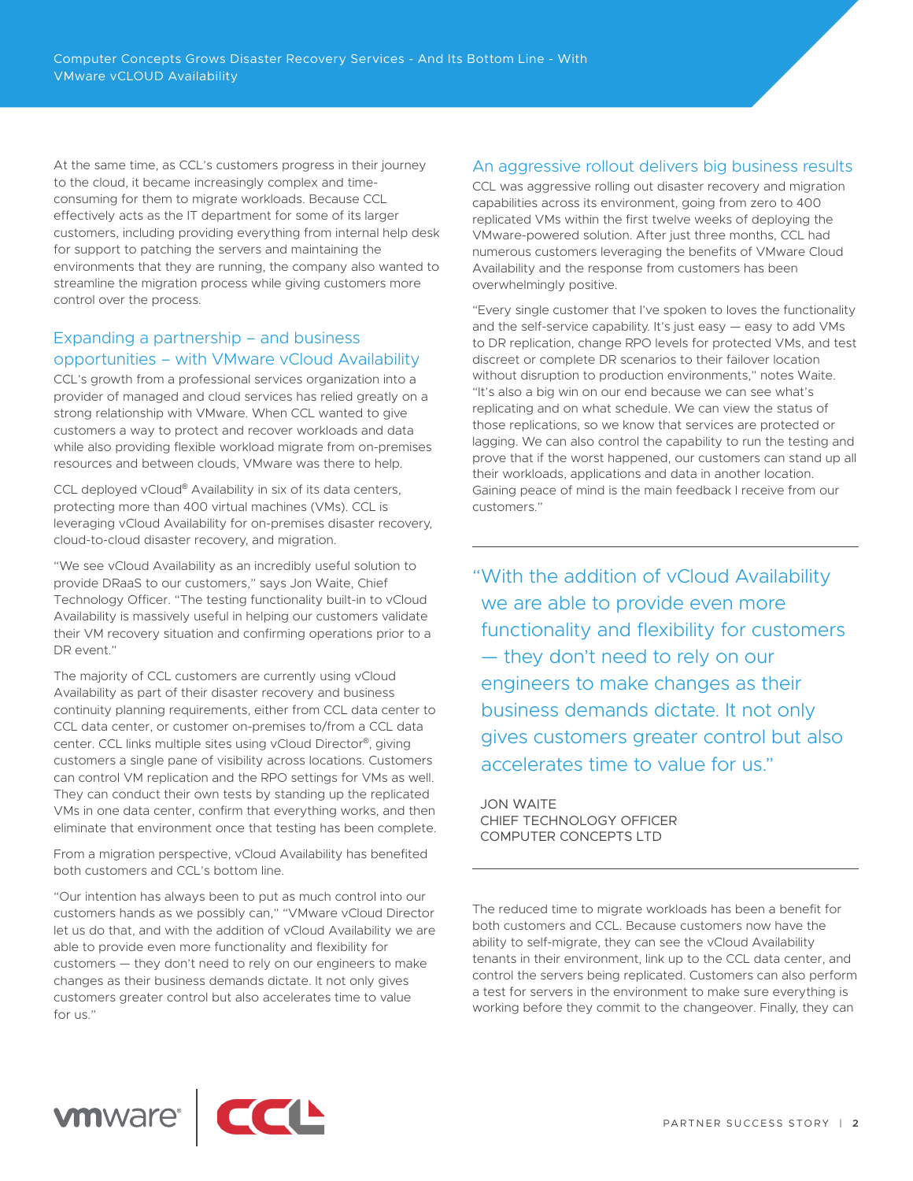At the same time, as CCL's customers progress in their journey to the cloud, it became increasingly complex and time-consuming for them to migrate workloads. Because CCL effectively acts as the IT department for some of its larger customers, including providing everything from internal help desk for support to patching the servers and maintaining the environments that they are running, the company also wanted to streamline the migration process while giving customers more control over the process.

## Expanding a partnership – and business opportunities – with VMware vCloud Availability

CCL's growth from a professional services organization into a provider of managed and cloud services has relied greatly on a strong relationship with VMware. When CCL wanted to give customers a way to protect and recover workloads and data while also providing flexible workload migrate from on-premises resources and between clouds, VMware was there to help.

CCL deployed vCloud® Availability in six of its data centers, protecting more than 400 virtual machines (VMs). CCL is leveraging vCloud Availability for on-premises disaster recovery, cloud-to-cloud disaster recovery, and migration.

"We see vCloud Availability as an incredibly useful solution to provide DRaaS to our customers," says Jon Waite, Chief Technology Officer. "The testing functionality built-in to vCloud Availability is massively useful in helping our customers validate their VM recovery situation and confirming operations prior to a DR event."

The majority of CCL customers are currently using vCloud Availability as part of their disaster recovery and business continuity planning requirements, either from CCL data center to CCL data center, or customer on-premises to/from a CCL data center. CCL links multiple sites using vCloud Director®, giving customers a single pane of visibility across locations. Customers can control VM replication and the RPO settings for VMs as well. They can conduct their own tests by standing up the replicated VMs in one data center, confirm that everything works, and then eliminate that environment once that testing has been complete.

From a migration perspective, vCloud Availability has benefited both customers and CCL's bottom line.

"Our intention has always been to put as much control into our customers hands as we possibly can," "VMware vCloud Director let us do that, and with the addition of vCloud Availability we are able to provide even more functionality and flexibility for customers — they don't need to rely on our engineers to make changes as their business demands dictate. It not only gives customers greater control but also accelerates time to value for us."

## An aggressive rollout delivers big business results

CCL was aggressive rolling out disaster recovery and migration capabilities across its environment, going from zero to 400 replicated VMs within the first twelve weeks of deploying the VMware-powered solution. After just three months, CCL had numerous customers leveraging the benefits of VMware Cloud Availability and the response from customers has been overwhelmingly positive.

"Every single customer that I've spoken to loves the functionality and the self-service capability. It's just easy — easy to add VMs to DR replication, change RPO levels for protected VMs, and test discreet or complete DR scenarios to their failover location without disruption to production environments," notes Waite. "It's also a big win on our end because we can see what's replicating and on what schedule. We can view the status of those replications, so we know that services are protected or lagging. We can also control the capability to run the testing and prove that if the worst happened, our customers can stand up all their workloads, applications and data in another location. Gaining peace of mind is the main feedback I receive from our customers."

> "With the addition of vCloud Availability we are able to provide even more functionality and flexibility for customers — they don't need to rely on our engineers to make changes as their business demands dictate. It not only gives customers greater control but also accelerates time to value for us."
>
> JON WAITE
> CHIEF TECHNOLOGY OFFICER
> COMPUTER CONCEPTS LTD

The reduced time to migrate workloads has been a benefit for both customers and CCL. Because customers now have the ability to self-migrate, they can see the vCloud Availability tenants in their environment, link up to the CCL data center, and control the servers being replicated. Customers can also perform a test for servers in the environment to make sure everything is working before they commit to the changeover. Finally, they can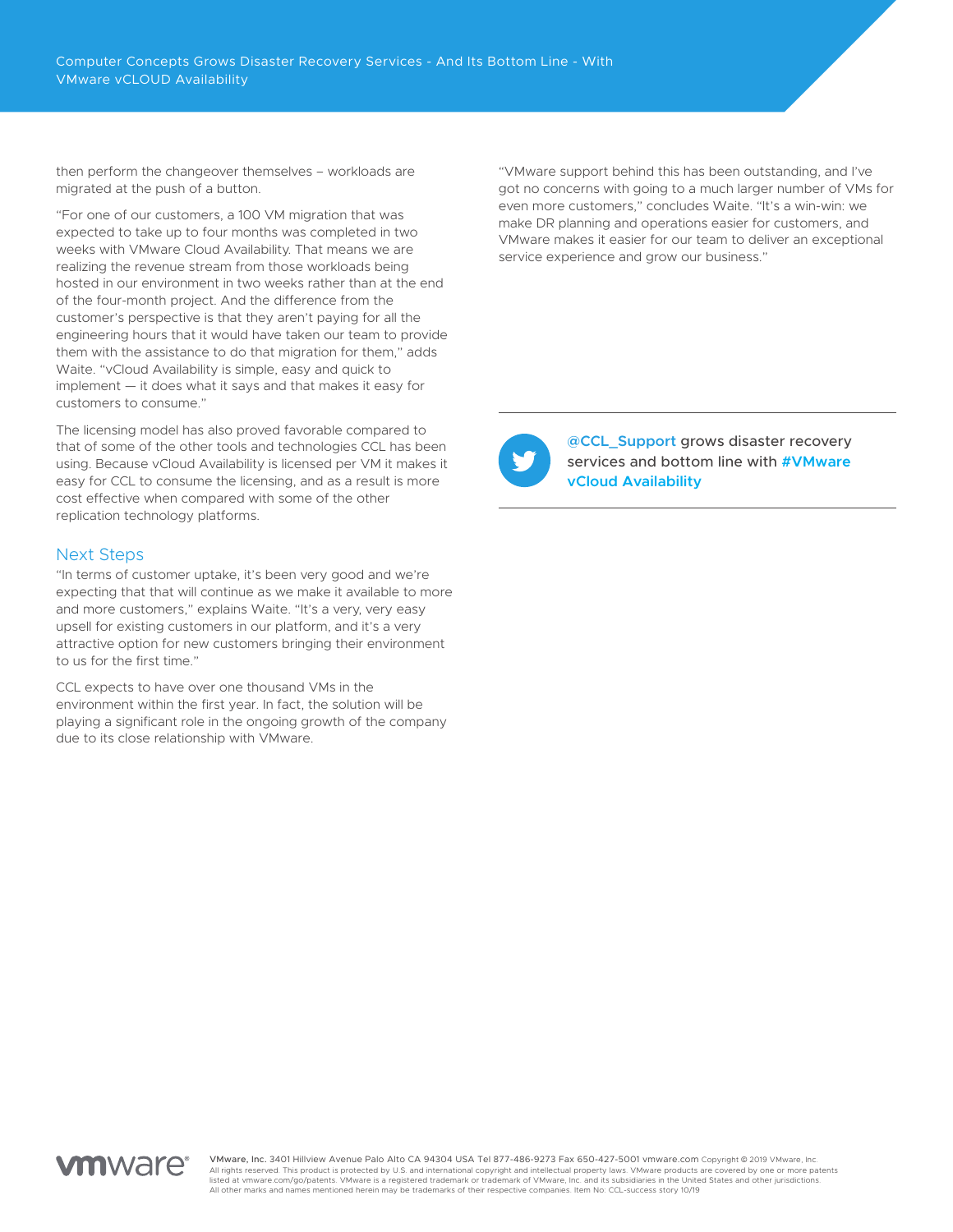then perform the changeover themselves – workloads are migrated at the push of a button.

"For one of our customers, a 100 VM migration that was expected to take up to four months was completed in two weeks with VMware Cloud Availability. That means we are realizing the revenue stream from those workloads being hosted in our environment in two weeks rather than at the end of the four-month project. And the difference from the customer's perspective is that they aren't paying for all the engineering hours that it would have taken our team to provide them with the assistance to do that migration for them," adds Waite. "vCloud Availability is simple, easy and quick to implement — it does what it says and that makes it easy for customers to consume."

The licensing model has also proved favorable compared to that of some of the other tools and technologies CCL has been using. Because vCloud Availability is licensed per VM it makes it easy for CCL to consume the licensing, and as a result is more cost effective when compared with some of the other replication technology platforms.

## Next Steps

"In terms of customer uptake, it's been very good and we're expecting that that will continue as we make it available to more and more customers," explains Waite. "It's a very, very easy upsell for existing customers in our platform, and it's a very attractive option for new customers bringing their environment to us for the first time."

CCL expects to have over one thousand VMs in the environment within the first year. In fact, the solution will be playing a significant role in the ongoing growth of the company due to its close relationship with VMware.

"VMware support behind this has been outstanding, and I've got no concerns with going to a much larger number of VMs for even more customers," concludes Waite. "It's a win-win: we make DR planning and operations easier for customers, and VMware makes it easier for our team to deliver an exceptional service experience and grow our business."

**@CCL_Support grows disaster recovery services and bottom line with #VMware vCloud Availability**

VMware, Inc. 3401 Hillview Avenue Palo Alto CA 94304 USA Tel 877-486-9273 Fax 650-427-5001 vmware.com Copyright © 2019 VMware, Inc. All rights reserved. This product is protected by U.S. and international copyright and intellectual property laws. VMware products are covered by one or more patents listed at vmware.com/go/patents. VMware is a registered trademark or trademark of VMware, Inc. and its subsidiaries in the United States and other jurisdictions. All other marks and names mentioned herein may be trademarks of their respective companies. Item No: CCL-success story 10/19